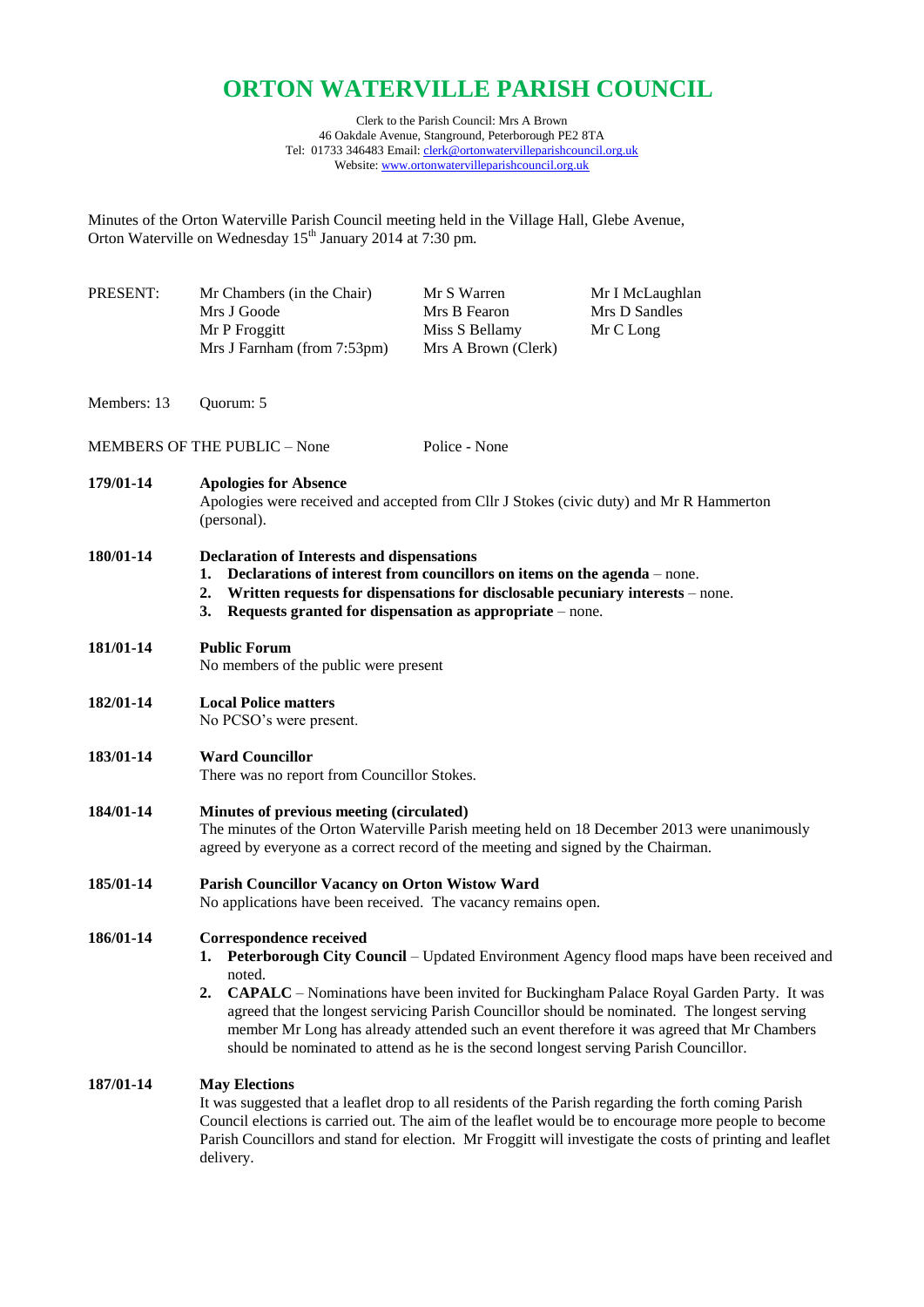# ORTON WATERVILLE PARISH COUNCIL

Clerk to the Parish Council: Mrs A Brown
46 Oakdale Avenue, Stanground, Peterborough PE2 8TA
Tel: 01733 346483 Email: clerk@ortonwatervilleparishcouncil.org.uk
Website: www.ortonwatervilleparishcouncil.org.uk

Minutes of the Orton Waterville Parish Council meeting held in the Village Hall, Glebe Avenue, Orton Waterville on Wednesday 15th January 2014 at 7:30 pm.

| PRESENT: | Mr Chambers (in the Chair) | Mr S Warren | Mr I McLaughlan |
|---|---|---|---|
| | Mrs J Goode | Mrs B Fearon | Mrs D Sandles |
| | Mr P Froggitt | Miss S Bellamy | Mr C Long |
| | Mrs J Farnham (from 7:53pm) | Mrs A Brown (Clerk) | |

Members: 13 Quorum: 5

MEMBERS OF THE PUBLIC – None Police - None

**179/01-14 Apologies for Absence**

Apologies were received and accepted from Cllr J Stokes (civic duty) and Mr R Hammerton (personal).

**180/01-14 Declaration of Interests and dispensations**

1. **Declarations of interest from councillors on items on the agenda** – none.
2. **Written requests for dispensations for disclosable pecuniary interests** – none.
3. **Requests granted for dispensation as appropriate** – none.

**181/01-14 Public Forum**

No members of the public were present

**182/01-14 Local Police matters**

No PCSO's were present.

**183/01-14 Ward Councillor**

There was no report from Councillor Stokes.

**184/01-14 Minutes of previous meeting (circulated)**

The minutes of the Orton Waterville Parish meeting held on 18 December 2013 were unanimously agreed by everyone as a correct record of the meeting and signed by the Chairman.

**185/01-14 Parish Councillor Vacancy on Orton Wistow Ward**

No applications have been received. The vacancy remains open.

**186/01-14 Correspondence received**

1. **Peterborough City Council** – Updated Environment Agency flood maps have been received and noted.
2. **CAPALC** – Nominations have been invited for Buckingham Palace Royal Garden Party. It was agreed that the longest servicing Parish Councillor should be nominated. The longest serving member Mr Long has already attended such an event therefore it was agreed that Mr Chambers should be nominated to attend as he is the second longest serving Parish Councillor.

**187/01-14 May Elections**

It was suggested that a leaflet drop to all residents of the Parish regarding the forth coming Parish Council elections is carried out. The aim of the leaflet would be to encourage more people to become Parish Councillors and stand for election. Mr Froggitt will investigate the costs of printing and leaflet delivery.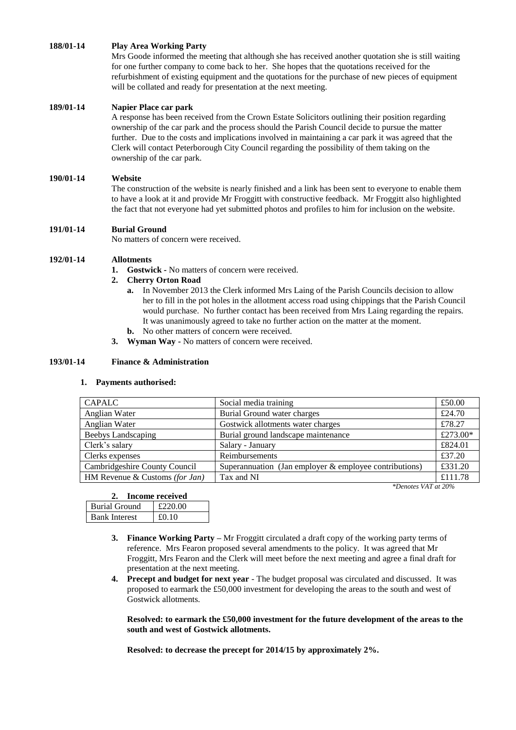**188/01-14 Play Area Working Party**

Mrs Goode informed the meeting that although she has received another quotation she is still waiting for one further company to come back to her. She hopes that the quotations received for the refurbishment of existing equipment and the quotations for the purchase of new pieces of equipment will be collated and ready for presentation at the next meeting.

**189/01-14 Napier Place car park**

A response has been received from the Crown Estate Solicitors outlining their position regarding ownership of the car park and the process should the Parish Council decide to pursue the matter further. Due to the costs and implications involved in maintaining a car park it was agreed that the Clerk will contact Peterborough City Council regarding the possibility of them taking on the ownership of the car park.

**190/01-14 Website**

The construction of the website is nearly finished and a link has been sent to everyone to enable them to have a look at it and provide Mr Froggitt with constructive feedback. Mr Froggitt also highlighted the fact that not everyone had yet submitted photos and profiles to him for inclusion on the website.

**191/01-14 Burial Ground**

No matters of concern were received.

**192/01-14 Allotments**

1. **Gostwick -** No matters of concern were received.
2. **Cherry Orton Road**
   a. In November 2013 the Clerk informed Mrs Laing of the Parish Councils decision to allow her to fill in the pot holes in the allotment access road using chippings that the Parish Council would purchase. No further contact has been received from Mrs Laing regarding the repairs. It was unanimously agreed to take no further action on the matter at the moment.
   b. No other matters of concern were received.
3. **Wyman Way -** No matters of concern were received.

**193/01-14 Finance & Administration**

1. **Payments authorised:**

| CAPALC | Social media training | £50.00 |
|---|---|---|
| Anglian Water | Burial Ground water charges | £24.70 |
| Anglian Water | Gostwick allotments water charges | £78.27 |
| Beebys Landscaping | Burial ground landscape maintenance | £273.00* |
| Clerk's salary | Salary - January | £824.01 |
| Clerks expenses | Reimbursements | £37.20 |
| Cambridgeshire County Council | Superannuation (Jan employer & employee contributions) | £331.20 |
| HM Revenue & Customs *(for Jan)* | Tax and NI | £111.78 |

*\*Denotes VAT at 20%*

2. **Income received**

| Burial Ground | £220.00 |
|---|---|
| Bank Interest | £0.10 |

3. **Finance Working Party –** Mr Froggitt circulated a draft copy of the working party terms of reference. Mrs Fearon proposed several amendments to the policy. It was agreed that Mr Froggitt, Mrs Fearon and the Clerk will meet before the next meeting and agree a final draft for presentation at the next meeting.
4. **Precept and budget for next year** - The budget proposal was circulated and discussed. It was proposed to earmark the £50,000 investment for developing the areas to the south and west of Gostwick allotments.

   **Resolved: to earmark the £50,000 investment for the future development of the areas to the south and west of Gostwick allotments.**

   **Resolved: to decrease the precept for 2014/15 by approximately 2%.**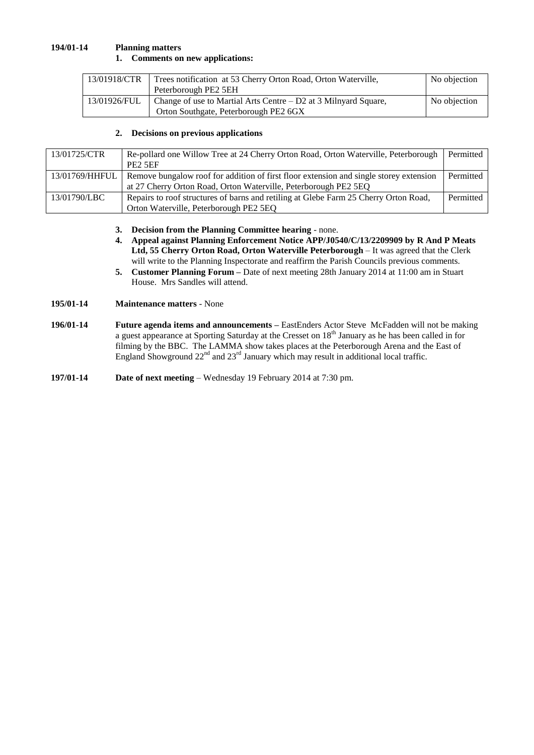**194/01-14 Planning matters**

**1. Comments on new applications:**

| | | |
|---|---|---|
| 13/01918/CTR | Trees notification at 53 Cherry Orton Road, Orton Waterville, Peterborough PE2 5EH | No objection |
| 13/01926/FUL | Change of use to Martial Arts Centre – D2 at 3 Milnyard Square, Orton Southgate, Peterborough PE2 6GX | No objection |

**2. Decisions on previous applications**

| | | |
|---|---|---|
| 13/01725/CTR | Re-pollard one Willow Tree at 24 Cherry Orton Road, Orton Waterville, Peterborough PE2 5EF | Permitted |
| 13/01769/HHFUL | Remove bungalow roof for addition of first floor extension and single storey extension at 27 Cherry Orton Road, Orton Waterville, Peterborough PE2 5EQ | Permitted |
| 13/01790/LBC | Repairs to roof structures of barns and retiling at Glebe Farm 25 Cherry Orton Road, Orton Waterville, Peterborough PE2 5EQ | Permitted |

3. **Decision from the Planning Committee hearing** - none.
4. **Appeal against Planning Enforcement Notice APP/J0540/C/13/2209909 by R And P Meats Ltd, 55 Cherry Orton Road, Orton Waterville Peterborough** – It was agreed that the Clerk will write to the Planning Inspectorate and reaffirm the Parish Councils previous comments.
5. **Customer Planning Forum –** Date of next meeting 28th January 2014 at 11:00 am in Stuart House. Mrs Sandles will attend.

**195/01-14 Maintenance matters** - None

**196/01-14 Future agenda items and announcements –** EastEnders Actor Steve McFadden will not be making a guest appearance at Sporting Saturday at the Cresset on 18th January as he has been called in for filming by the BBC. The LAMMA show takes places at the Peterborough Arena and the East of England Showground 22nd and 23rd January which may result in additional local traffic.

**197/01-14 Date of next meeting** – Wednesday 19 February 2014 at 7:30 pm.